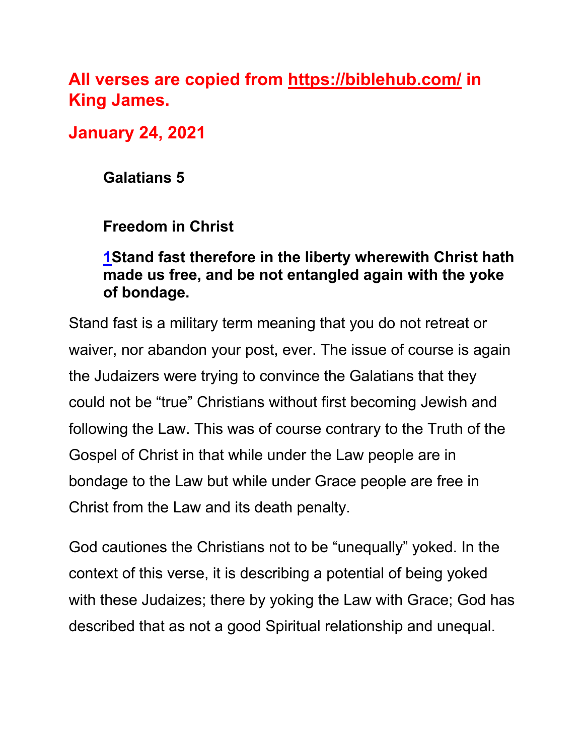**All verses are copied from https://biblehub.com/ in King James.**

**January 24, 2021**

**Galatians 5**

**Freedom in Christ**

**1Stand fast therefore in the liberty wherewith Christ hath made us free, and be not entangled again with the yoke of bondage.**

Stand fast is a military term meaning that you do not retreat or waiver, nor abandon your post, ever. The issue of course is again the Judaizers were trying to convince the Galatians that they could not be “true” Christians without first becoming Jewish and following the Law. This was of course contrary to the Truth of the Gospel of Christ in that while under the Law people are in bondage to the Law but while under Grace people are free in Christ from the Law and its death penalty.

God cautiones the Christians not to be “unequally” yoked. In the context of this verse, it is describing a potential of being yoked with these Judaizes; there by yoking the Law with Grace; God has described that as not a good Spiritual relationship and unequal.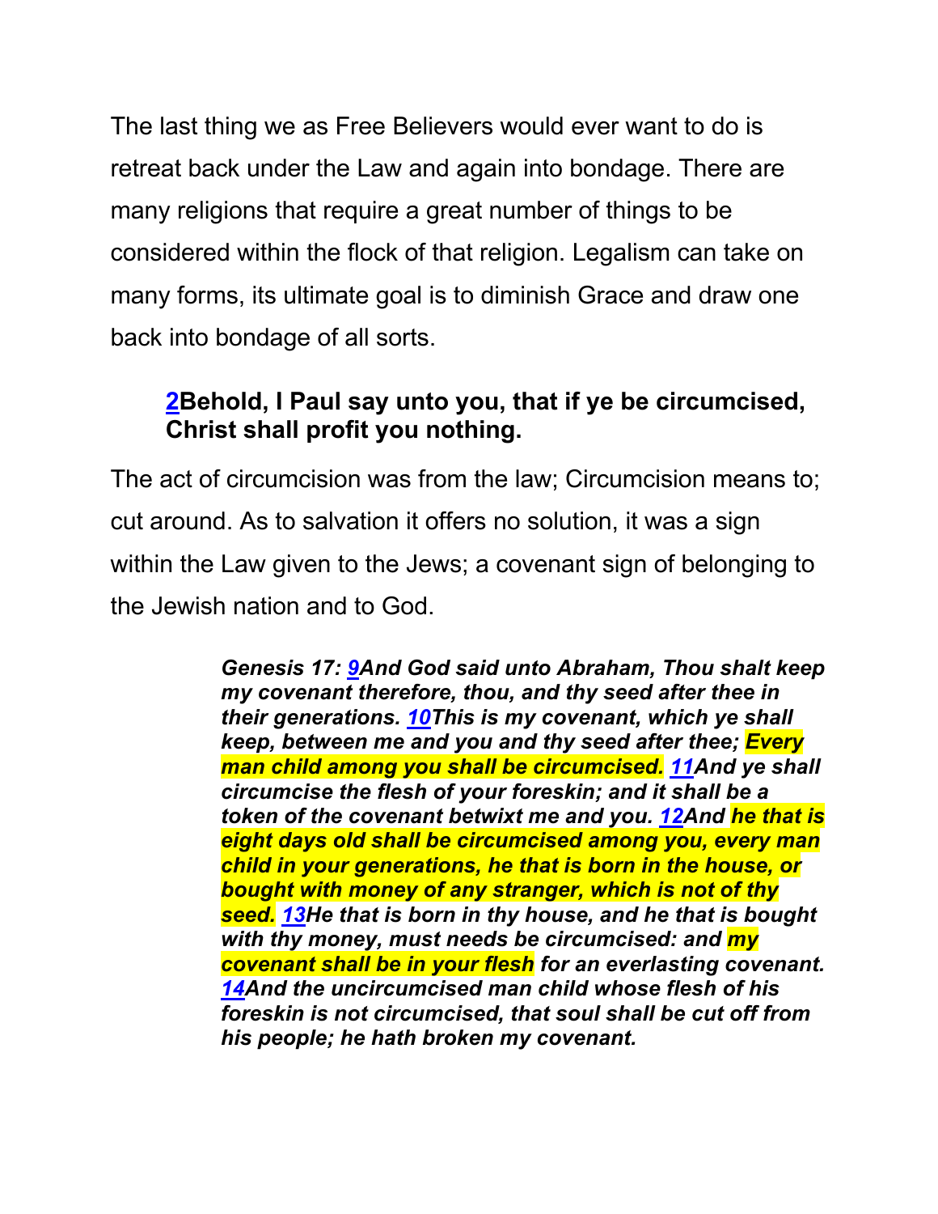The last thing we as Free Believers would ever want to do is retreat back under the Law and again into bondage. There are many religions that require a great number of things to be considered within the flock of that religion. Legalism can take on many forms, its ultimate goal is to diminish Grace and draw one back into bondage of all sorts.

> **2Behold, I Paul say unto you, that if ye be circumcised, Christ shall profit you nothing.**

The act of circumcision was from the law; Circumcision means to; cut around. As to salvation it offers no solution, it was a sign within the Law given to the Jews; a covenant sign of belonging to the Jewish nation and to God.

> ***Genesis 17: 9And God said unto Abraham, Thou shalt keep my covenant therefore, thou, and thy seed after thee in their generations. 10This is my covenant, which ye shall keep, between me and you and thy seed after thee; Every man child among you shall be circumcised. 11And ye shall circumcise the flesh of your foreskin; and it shall be a token of the covenant betwixt me and you. 12And he that is eight days old shall be circumcised among you, every man child in your generations, he that is born in the house, or bought with money of any stranger, which is not of thy seed. 13He that is born in thy house, and he that is bought with thy money, must needs be circumcised: and my covenant shall be in your flesh for an everlasting covenant. 14And the uncircumcised man child whose flesh of his foreskin is not circumcised, that soul shall be cut off from his people; he hath broken my covenant.***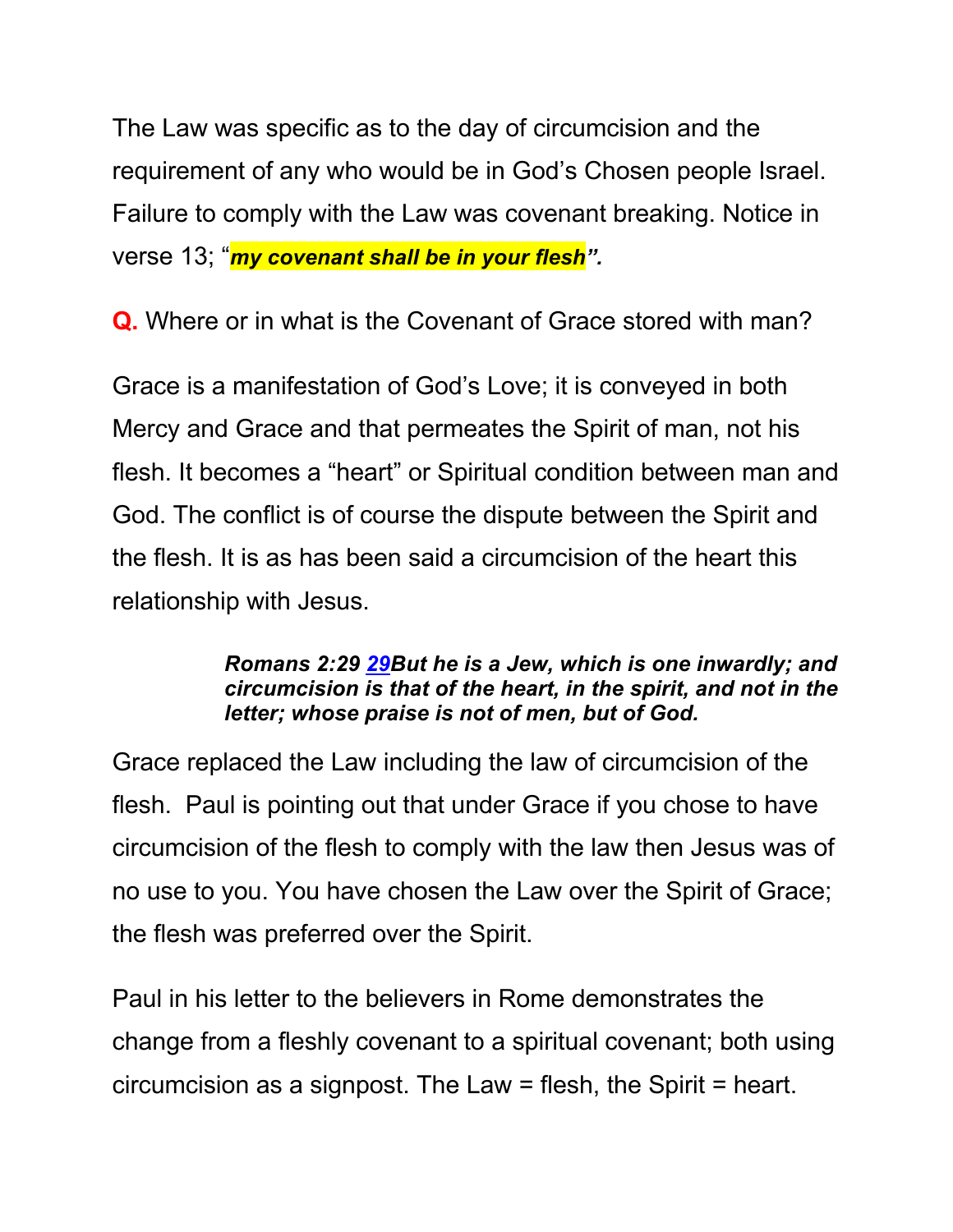The Law was specific as to the day of circumcision and the requirement of any who would be in God's Chosen people Israel. Failure to comply with the Law was covenant breaking. Notice in verse 13; "***my covenant shall be in your flesh*".**

**Q.** Where or in what is the Covenant of Grace stored with man?

Grace is a manifestation of God's Love; it is conveyed in both Mercy and Grace and that permeates the Spirit of man, not his flesh. It becomes a "heart" or Spiritual condition between man and God. The conflict is of course the dispute between the Spirit and the flesh. It is as has been said a circumcision of the heart this relationship with Jesus.

> ***Romans 2:29 29But he is a Jew, which is one inwardly; and circumcision is that of the heart, in the spirit, and not in the letter; whose praise is not of men, but of God.***

Grace replaced the Law including the law of circumcision of the flesh. Paul is pointing out that under Grace if you chose to have circumcision of the flesh to comply with the law then Jesus was of no use to you. You have chosen the Law over the Spirit of Grace; the flesh was preferred over the Spirit.

Paul in his letter to the believers in Rome demonstrates the change from a fleshly covenant to a spiritual covenant; both using circumcision as a signpost. The Law = flesh, the Spirit = heart.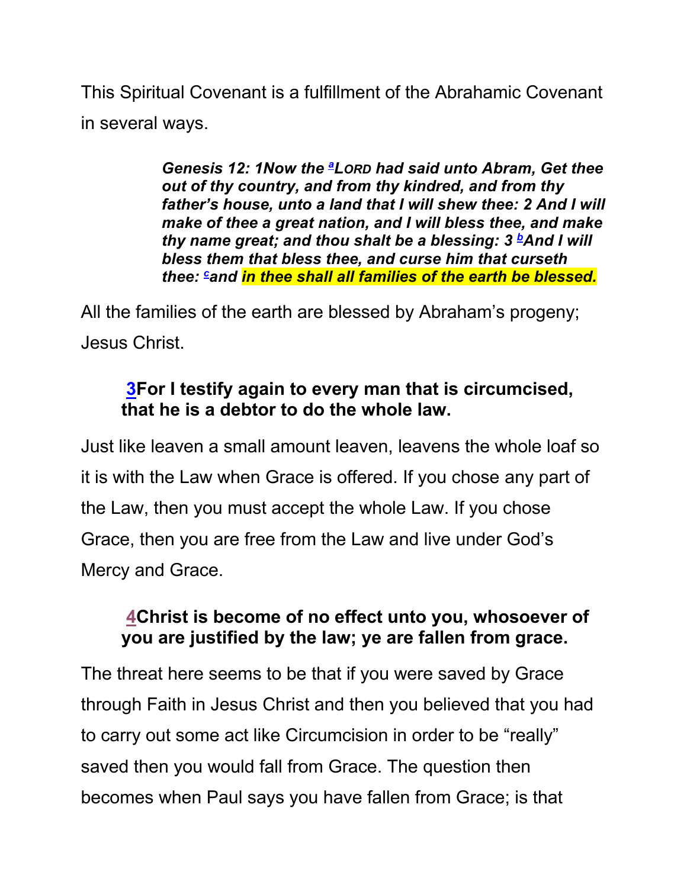This Spiritual Covenant is a fulfillment of the Abrahamic Covenant in several ways.

> ***Genesis 12: 1Now the [a]LORD had said unto Abram, Get thee out of thy country, and from thy kindred, and from thy father's house, unto a land that I will shew thee: 2 And I will make of thee a great nation, and I will bless thee, and make thy name great; and thou shalt be a blessing: 3 [b]And I will bless them that bless thee, and curse him that curseth thee: [c]and in thee shall all families of the earth be blessed.***

All the families of the earth are blessed by Abraham's progeny; Jesus Christ.

> **3For I testify again to every man that is circumcised, that he is a debtor to do the whole law.**

Just like leaven a small amount leaven, leavens the whole loaf so it is with the Law when Grace is offered. If you chose any part of the Law, then you must accept the whole Law. If you chose Grace, then you are free from the Law and live under God's Mercy and Grace.

> **4Christ is become of no effect unto you, whosoever of you are justified by the law; ye are fallen from grace.**

The threat here seems to be that if you were saved by Grace through Faith in Jesus Christ and then you believed that you had to carry out some act like Circumcision in order to be "really" saved then you would fall from Grace. The question then becomes when Paul says you have fallen from Grace; is that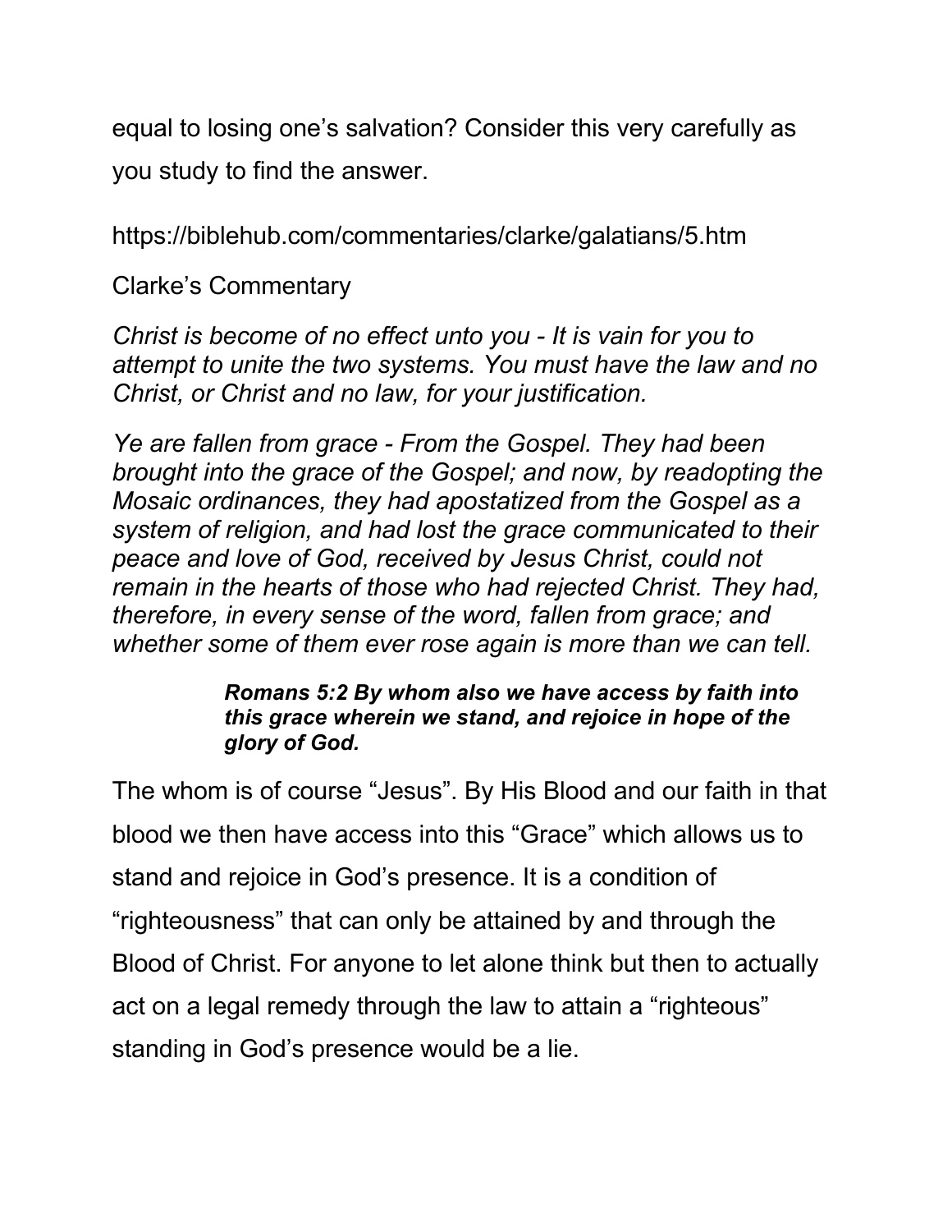equal to losing one’s salvation? Consider this very carefully as you study to find the answer.

https://biblehub.com/commentaries/clarke/galatians/5.htm

Clarke’s Commentary

*Christ is become of no effect unto you - It is vain for you to attempt to unite the two systems. You must have the law and no Christ, or Christ and no law, for your justification.*

*Ye are fallen from grace - From the Gospel. They had been brought into the grace of the Gospel; and now, by readopting the Mosaic ordinances, they had apostatized from the Gospel as a system of religion, and had lost the grace communicated to their peace and love of God, received by Jesus Christ, could not remain in the hearts of those who had rejected Christ. They had, therefore, in every sense of the word, fallen from grace; and whether some of them ever rose again is more than we can tell.*

> ***Romans 5:2 By whom also we have access by faith into this grace wherein we stand, and rejoice in hope of the glory of God.***

The whom is of course “Jesus”. By His Blood and our faith in that blood we then have access into this “Grace” which allows us to stand and rejoice in God’s presence. It is a condition of “righteousness” that can only be attained by and through the Blood of Christ. For anyone to let alone think but then to actually act on a legal remedy through the law to attain a “righteous” standing in God’s presence would be a lie.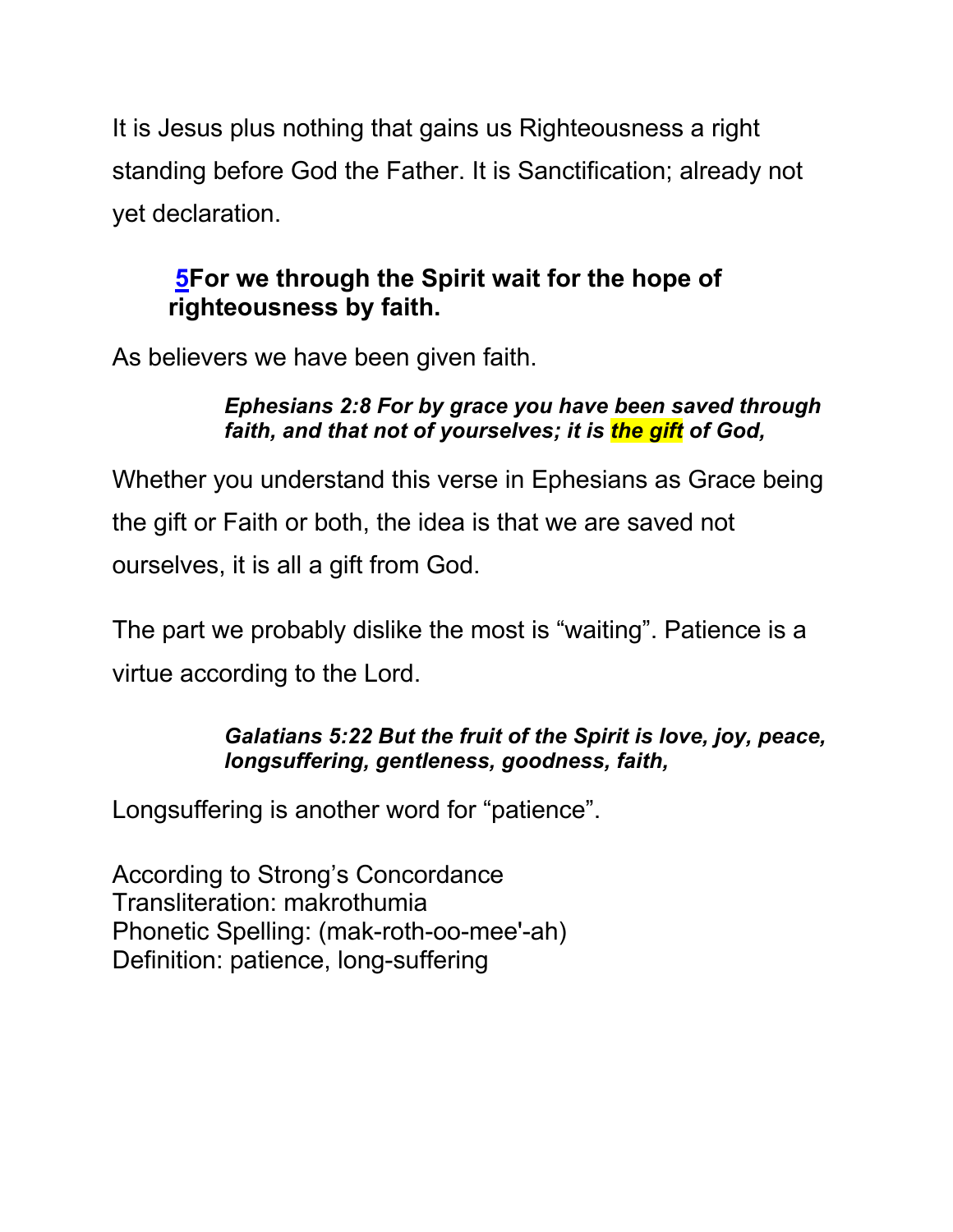It is Jesus plus nothing that gains us Righteousness a right standing before God the Father. It is Sanctification; already not yet declaration.

> **5For we through the Spirit wait for the hope of righteousness by faith.**

As believers we have been given faith.

> ***Ephesians 2:8 For by grace you have been saved through faith, and that not of yourselves; it is the gift of God,***

Whether you understand this verse in Ephesians as Grace being the gift or Faith or both, the idea is that we are saved not ourselves, it is all a gift from God.

The part we probably dislike the most is "waiting". Patience is a virtue according to the Lord.

> ***Galatians 5:22 But the fruit of the Spirit is love, joy, peace, longsuffering, gentleness, goodness, faith,***

Longsuffering is another word for "patience".

According to Strong's Concordance
Transliteration: makrothumia
Phonetic Spelling: (mak-roth-oo-mee'-ah)
Definition: patience, long-suffering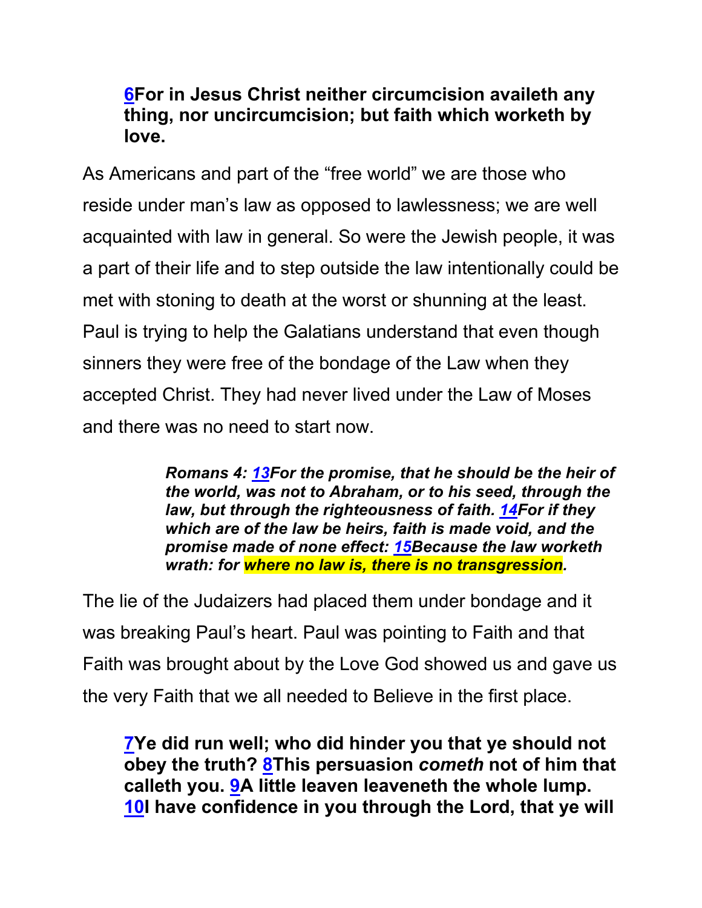**6For in Jesus Christ neither circumcision availeth any thing, nor uncircumcision; but faith which worketh by love.**

As Americans and part of the “free world” we are those who reside under man’s law as opposed to lawlessness; we are well acquainted with law in general. So were the Jewish people, it was a part of their life and to step outside the law intentionally could be met with stoning to death at the worst or shunning at the least. Paul is trying to help the Galatians understand that even though sinners they were free of the bondage of the Law when they accepted Christ. They had never lived under the Law of Moses and there was no need to start now.

> ***Romans 4: 13For the promise, that he should be the heir of the world, was not to Abraham, or to his seed, through the law, but through the righteousness of faith. 14For if they which are of the law be heirs, faith is made void, and the promise made of none effect: 15Because the law worketh wrath: for where no law is, there is no transgression.***

The lie of the Judaizers had placed them under bondage and it was breaking Paul’s heart. Paul was pointing to Faith and that Faith was brought about by the Love God showed us and gave us the very Faith that we all needed to Believe in the first place.

**7Ye did run well; who did hinder you that ye should not obey the truth? 8This persuasion *cometh* not of him that calleth you. 9A little leaven leaveneth the whole lump. 10I have confidence in you through the Lord, that ye will**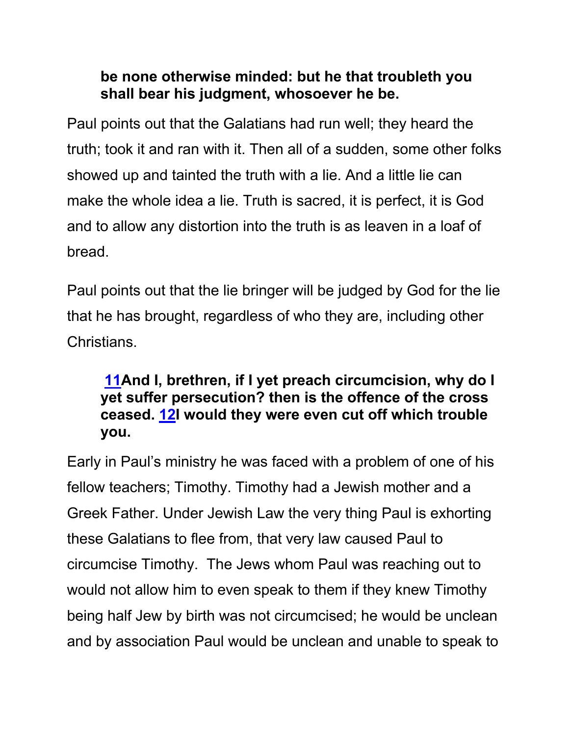**be none otherwise minded: but he that troubleth you shall bear his judgment, whosoever he be.**

Paul points out that the Galatians had run well; they heard the truth; took it and ran with it. Then all of a sudden, some other folks showed up and tainted the truth with a lie. And a little lie can make the whole idea a lie. Truth is sacred, it is perfect, it is God and to allow any distortion into the truth is as leaven in a loaf of bread.

Paul points out that the lie bringer will be judged by God for the lie that he has brought, regardless of who they are, including other Christians.

> **11And I, brethren, if I yet preach circumcision, why do I yet suffer persecution? then is the offence of the cross ceased. 12I would they were even cut off which trouble you.**

Early in Paul's ministry he was faced with a problem of one of his fellow teachers; Timothy. Timothy had a Jewish mother and a Greek Father. Under Jewish Law the very thing Paul is exhorting these Galatians to flee from, that very law caused Paul to circumcise Timothy. The Jews whom Paul was reaching out to would not allow him to even speak to them if they knew Timothy being half Jew by birth was not circumcised; he would be unclean and by association Paul would be unclean and unable to speak to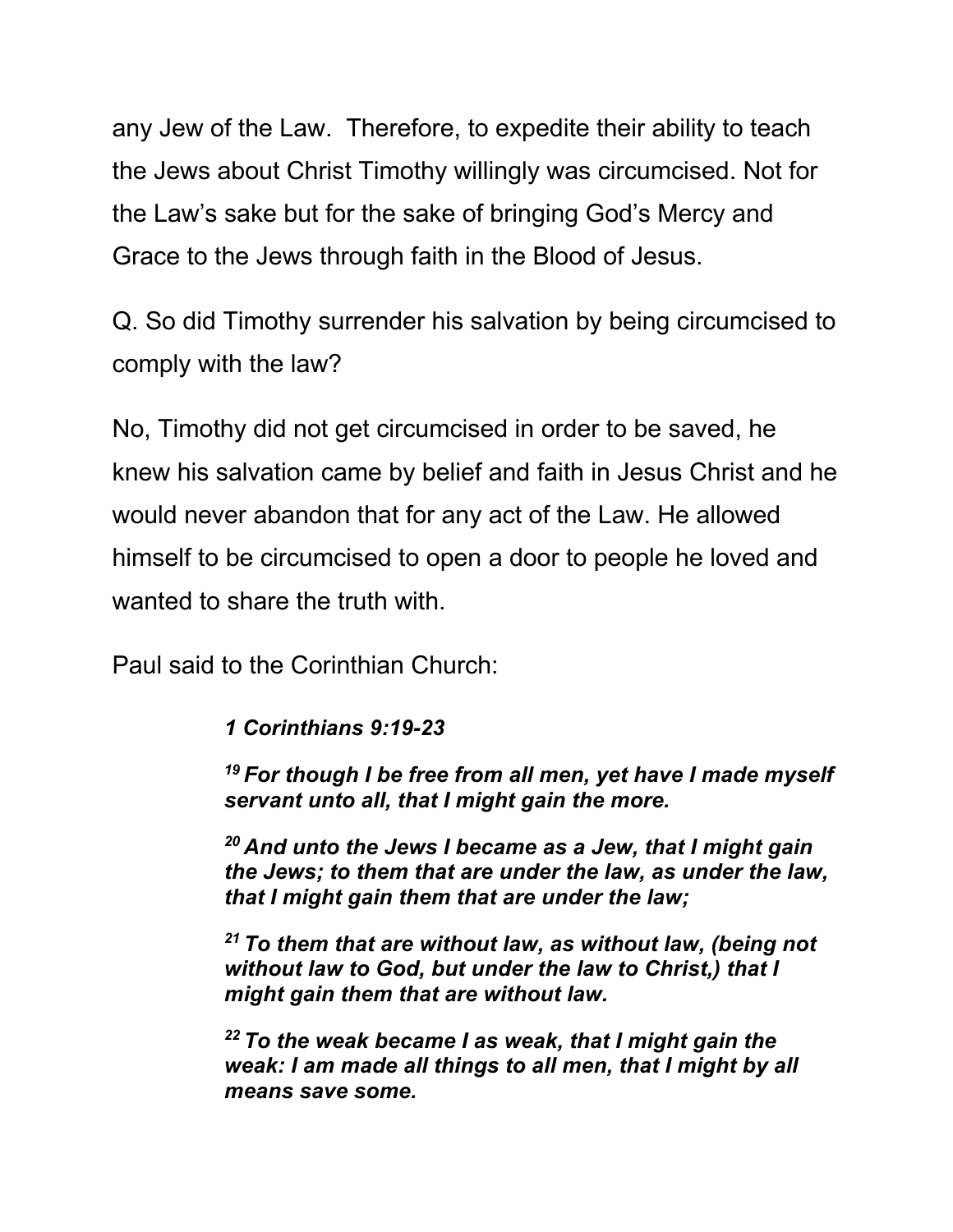any Jew of the Law. Therefore, to expedite their ability to teach the Jews about Christ Timothy willingly was circumcised. Not for the Law's sake but for the sake of bringing God's Mercy and Grace to the Jews through faith in the Blood of Jesus.

Q. So did Timothy surrender his salvation by being circumcised to comply with the law?

No, Timothy did not get circumcised in order to be saved, he knew his salvation came by belief and faith in Jesus Christ and he would never abandon that for any act of the Law. He allowed himself to be circumcised to open a door to people he loved and wanted to share the truth with.

Paul said to the Corinthian Church:

> ***1 Corinthians 9:19-23***
>
> ***19 For though I be free from all men, yet have I made myself servant unto all, that I might gain the more.***
>
> ***20 And unto the Jews I became as a Jew, that I might gain the Jews; to them that are under the law, as under the law, that I might gain them that are under the law;***
>
> ***21 To them that are without law, as without law, (being not without law to God, but under the law to Christ,) that I might gain them that are without law.***
>
> ***22 To the weak became I as weak, that I might gain the weak: I am made all things to all men, that I might by all means save some.***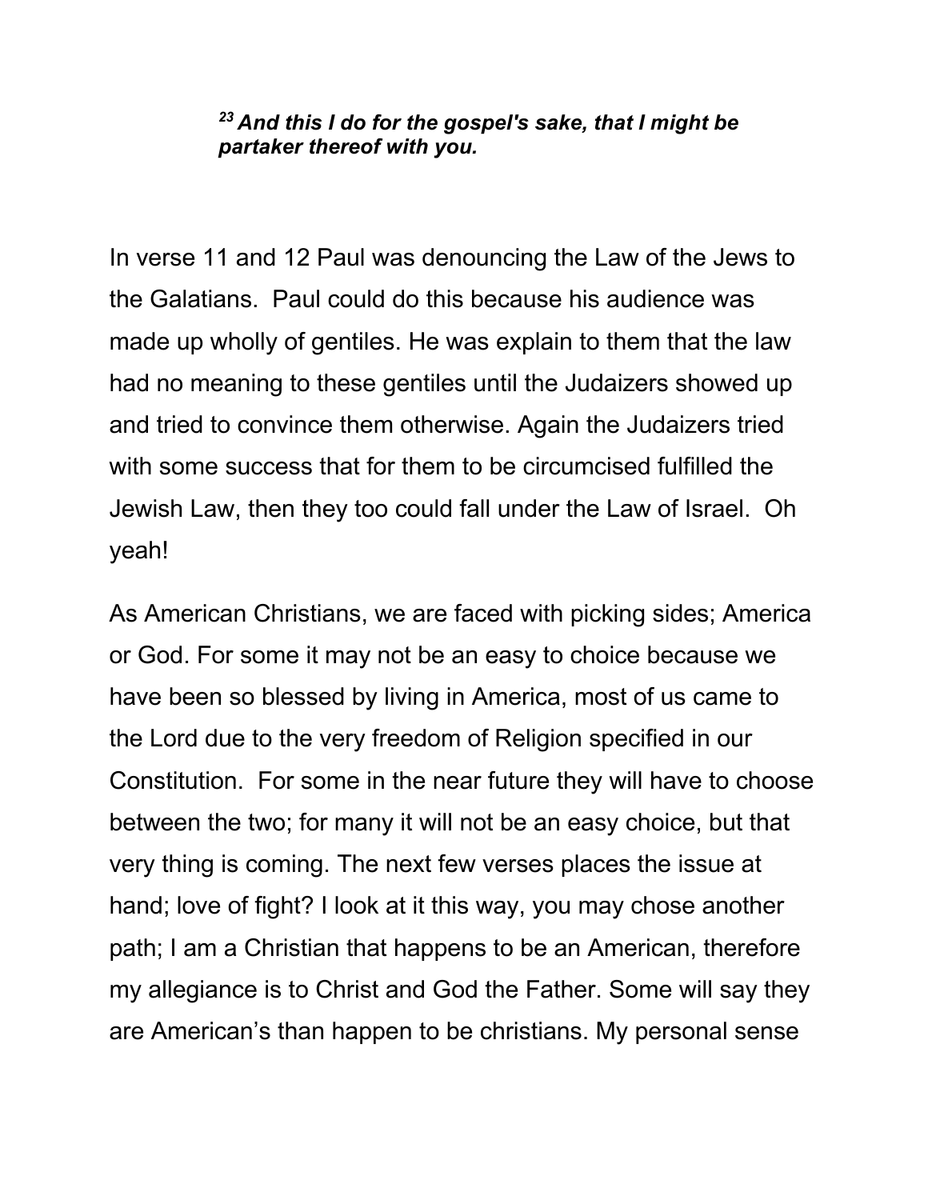***[23] And this I do for the gospel's sake, that I might be partaker thereof with you.***

In verse 11 and 12 Paul was denouncing the Law of the Jews to the Galatians. Paul could do this because his audience was made up wholly of gentiles. He was explain to them that the law had no meaning to these gentiles until the Judaizers showed up and tried to convince them otherwise. Again the Judaizers tried with some success that for them to be circumcised fulfilled the Jewish Law, then they too could fall under the Law of Israel. Oh yeah!

As American Christians, we are faced with picking sides; America or God. For some it may not be an easy to choice because we have been so blessed by living in America, most of us came to the Lord due to the very freedom of Religion specified in our Constitution. For some in the near future they will have to choose between the two; for many it will not be an easy choice, but that very thing is coming. The next few verses places the issue at hand; love of fight? I look at it this way, you may chose another path; I am a Christian that happens to be an American, therefore my allegiance is to Christ and God the Father. Some will say they are American's than happen to be christians. My personal sense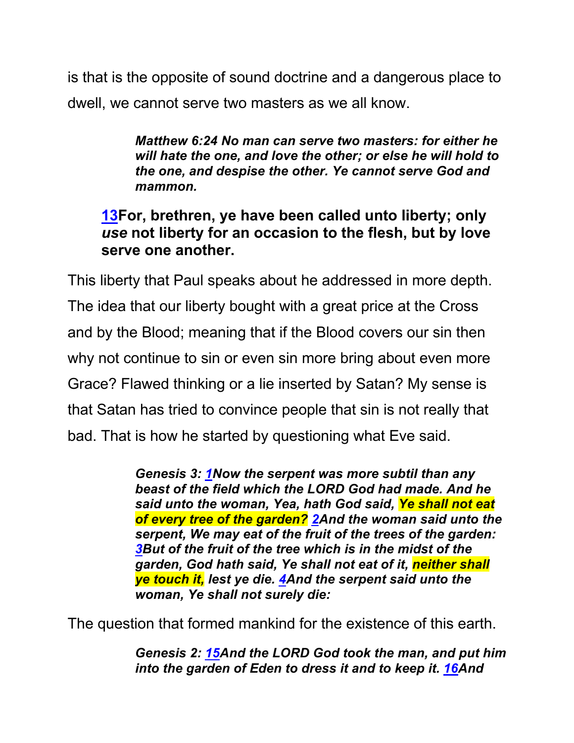is that is the opposite of sound doctrine and a dangerous place to dwell, we cannot serve two masters as we all know.

> ***Matthew 6:24 No man can serve two masters: for either he will hate the one, and love the other; or else he will hold to the one, and despise the other. Ye cannot serve God and mammon.***

> **13For, brethren, ye have been called unto liberty; only *use* not liberty for an occasion to the flesh, but by love serve one another.**

This liberty that Paul speaks about he addressed in more depth. The idea that our liberty bought with a great price at the Cross and by the Blood; meaning that if the Blood covers our sin then why not continue to sin or even sin more bring about even more Grace? Flawed thinking or a lie inserted by Satan? My sense is that Satan has tried to convince people that sin is not really that bad. That is how he started by questioning what Eve said.

> ***Genesis 3: 1Now the serpent was more subtil than any beast of the field which the LORD God had made. And he said unto the woman, Yea, hath God said, Ye shall not eat of every tree of the garden? 2And the woman said unto the serpent, We may eat of the fruit of the trees of the garden: 3But of the fruit of the tree which is in the midst of the garden, God hath said, Ye shall not eat of it, neither shall ye touch it, lest ye die. 4And the serpent said unto the woman, Ye shall not surely die:***

The question that formed mankind for the existence of this earth.

> ***Genesis 2: 15And the LORD God took the man, and put him into the garden of Eden to dress it and to keep it. 16And***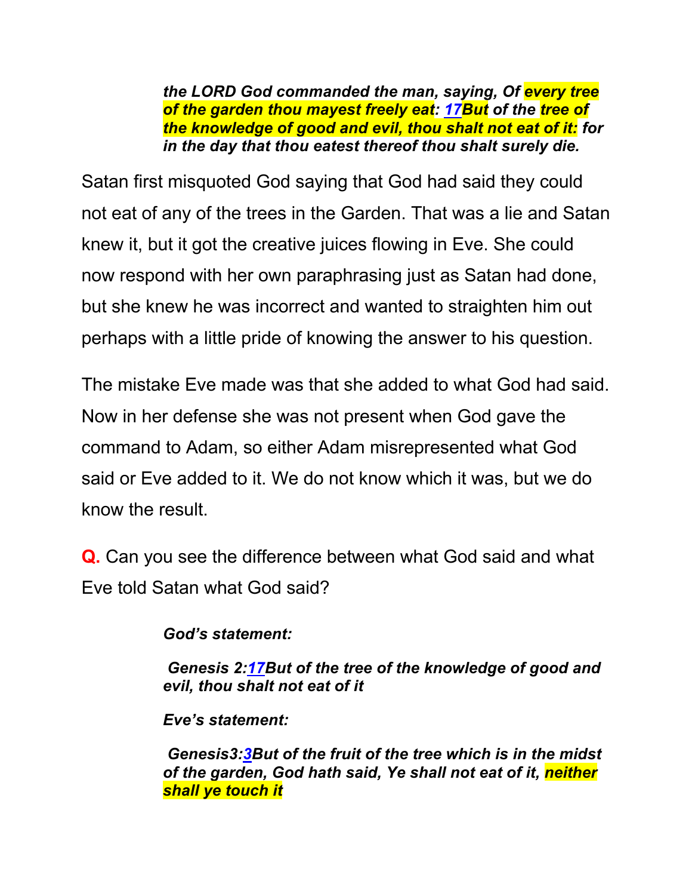> ***the LORD God commanded the man, saying, Of every tree of the garden thou mayest freely eat: [17](#)But of the tree of the knowledge of good and evil, thou shalt not eat of it: for in the day that thou eatest thereof thou shalt surely die.***

Satan first misquoted God saying that God had said they could not eat of any of the trees in the Garden. That was a lie and Satan knew it, but it got the creative juices flowing in Eve. She could now respond with her own paraphrasing just as Satan had done, but she knew he was incorrect and wanted to straighten him out perhaps with a little pride of knowing the answer to his question.

The mistake Eve made was that she added to what God had said. Now in her defense she was not present when God gave the command to Adam, so either Adam misrepresented what God said or Eve added to it. We do not know which it was, but we do know the result.

**Q.** Can you see the difference between what God said and what Eve told Satan what God said?

> ***God's statement:***
>
> ***Genesis 2:[17](#)But of the tree of the knowledge of good and evil, thou shalt not eat of it***
>
> ***Eve's statement:***
>
> ***Genesis3:[3](#)But of the fruit of the tree which is in the midst of the garden, God hath said, Ye shall not eat of it, neither shall ye touch it***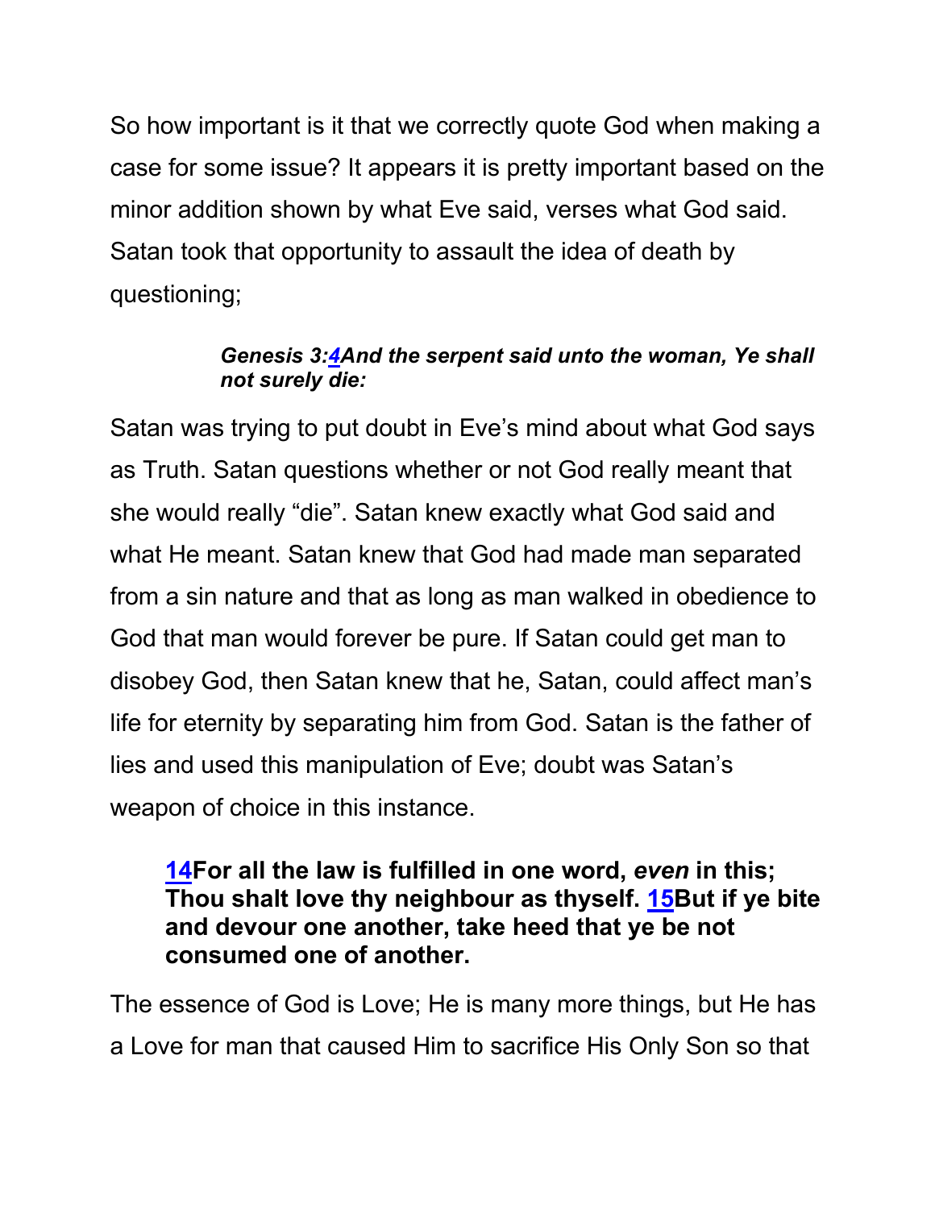So how important is it that we correctly quote God when making a case for some issue? It appears it is pretty important based on the minor addition shown by what Eve said, verses what God said. Satan took that opportunity to assault the idea of death by questioning;

> ***Genesis 3:[4](#)And the serpent said unto the woman, Ye shall not surely die:***

Satan was trying to put doubt in Eve's mind about what God says as Truth. Satan questions whether or not God really meant that she would really "die". Satan knew exactly what God said and what He meant. Satan knew that God had made man separated from a sin nature and that as long as man walked in obedience to God that man would forever be pure. If Satan could get man to disobey God, then Satan knew that he, Satan, could affect man's life for eternity by separating him from God. Satan is the father of lies and used this manipulation of Eve; doubt was Satan's weapon of choice in this instance.

> **[14](#)For all the law is fulfilled in one word, *even* in this; Thou shalt love thy neighbour as thyself. [15](#)But if ye bite and devour one another, take heed that ye be not consumed one of another.**

The essence of God is Love; He is many more things, but He has a Love for man that caused Him to sacrifice His Only Son so that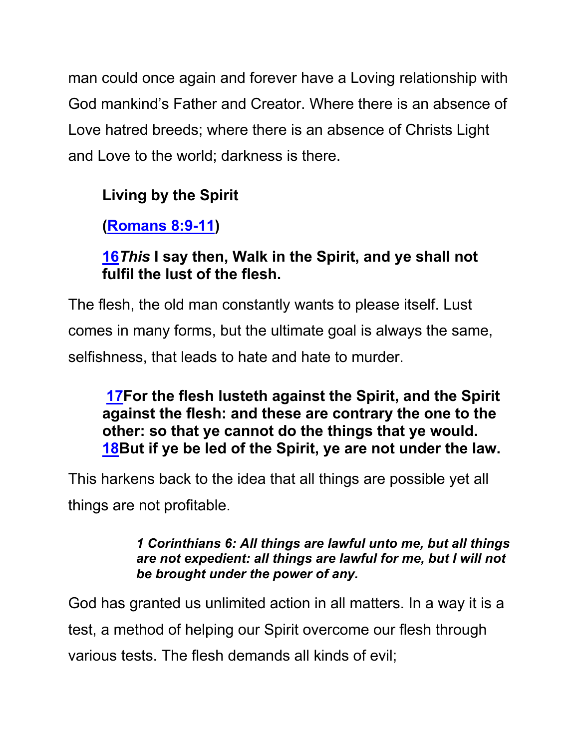man could once again and forever have a Loving relationship with God mankind's Father and Creator. Where there is an absence of Love hatred breeds; where there is an absence of Christs Light and Love to the world; darkness is there.

> **Living by the Spirit**
>
> **(Romans 8:9-11)**
>
> **16*This* I say then, Walk in the Spirit, and ye shall not fulfil the lust of the flesh.**

The flesh, the old man constantly wants to please itself. Lust comes in many forms, but the ultimate goal is always the same, selfishness, that leads to hate and hate to murder.

> **17For the flesh lusteth against the Spirit, and the Spirit against the flesh: and these are contrary the one to the other: so that ye cannot do the things that ye would. 18But if ye be led of the Spirit, ye are not under the law.**

This harkens back to the idea that all things are possible yet all things are not profitable.

> ***1 Corinthians 6: All things are lawful unto me, but all things are not expedient: all things are lawful for me, but I will not be brought under the power of any.***

God has granted us unlimited action in all matters. In a way it is a test, a method of helping our Spirit overcome our flesh through various tests. The flesh demands all kinds of evil;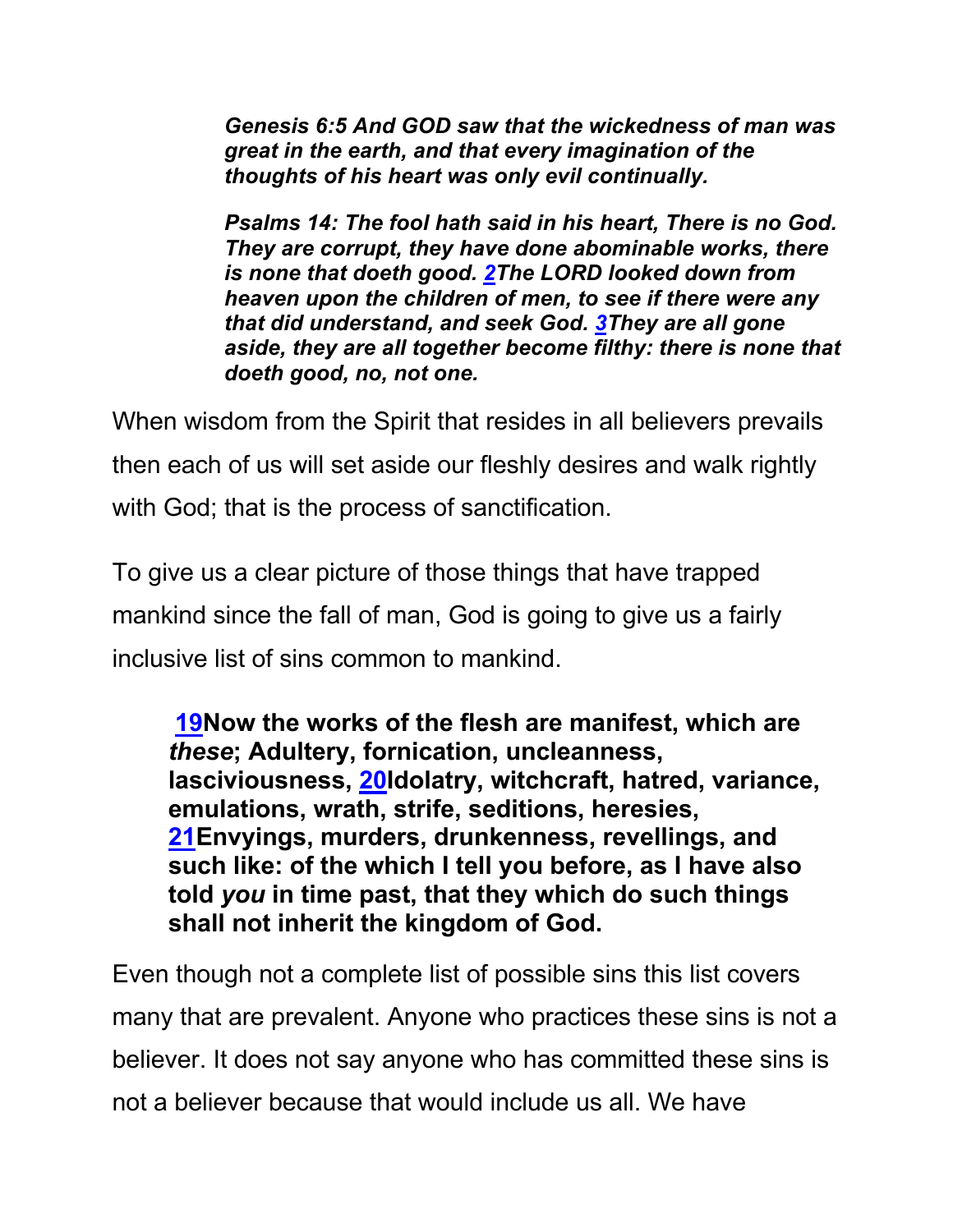> ***Genesis 6:5 And GOD saw that the wickedness of man was great in the earth, and that every imagination of the thoughts of his heart was only evil continually.***
>
> ***Psalms 14: The fool hath said in his heart, There is no God. They are corrupt, they have done abominable works, there is none that doeth good. 2The LORD looked down from heaven upon the children of men, to see if there were any that did understand, and seek God. 3They are all gone aside, they are all together become filthy: there is none that doeth good, no, not one.***

When wisdom from the Spirit that resides in all believers prevails then each of us will set aside our fleshly desires and walk rightly with God; that is the process of sanctification.

To give us a clear picture of those things that have trapped mankind since the fall of man, God is going to give us a fairly inclusive list of sins common to mankind.

> **19Now the works of the flesh are manifest, which are *these*; Adultery, fornication, uncleanness, lasciviousness, 20Idolatry, witchcraft, hatred, variance, emulations, wrath, strife, seditions, heresies, 21Envyings, murders, drunkenness, revellings, and such like: of the which I tell you before, as I have also told *you* in time past, that they which do such things shall not inherit the kingdom of God.**

Even though not a complete list of possible sins this list covers many that are prevalent. Anyone who practices these sins is not a believer. It does not say anyone who has committed these sins is not a believer because that would include us all. We have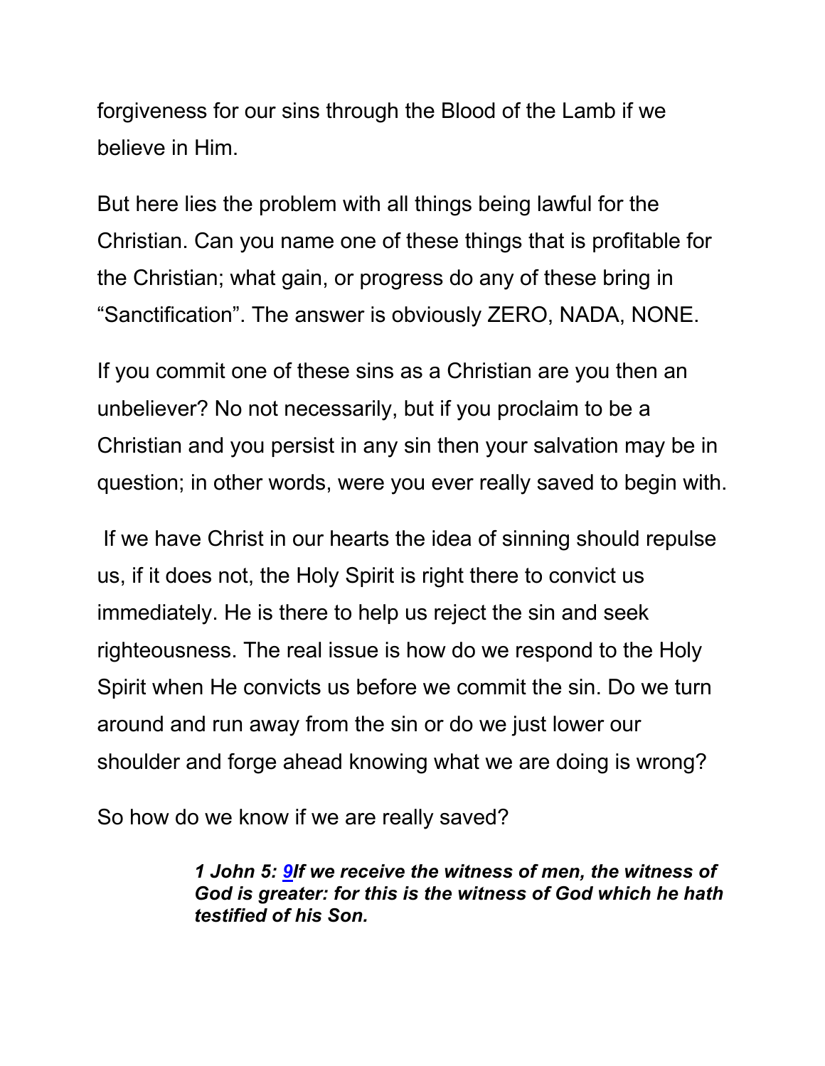forgiveness for our sins through the Blood of the Lamb if we believe in Him.

But here lies the problem with all things being lawful for the Christian. Can you name one of these things that is profitable for the Christian; what gain, or progress do any of these bring in “Sanctification”. The answer is obviously ZERO, NADA, NONE.

If you commit one of these sins as a Christian are you then an unbeliever? No not necessarily, but if you proclaim to be a Christian and you persist in any sin then your salvation may be in question; in other words, were you ever really saved to begin with.

If we have Christ in our hearts the idea of sinning should repulse us, if it does not, the Holy Spirit is right there to convict us immediately. He is there to help us reject the sin and seek righteousness. The real issue is how do we respond to the Holy Spirit when He convicts us before we commit the sin. Do we turn around and run away from the sin or do we just lower our shoulder and forge ahead knowing what we are doing is wrong?

So how do we know if we are really saved?

> ***1 John 5: 9If we receive the witness of men, the witness of God is greater: for this is the witness of God which he hath testified of his Son.***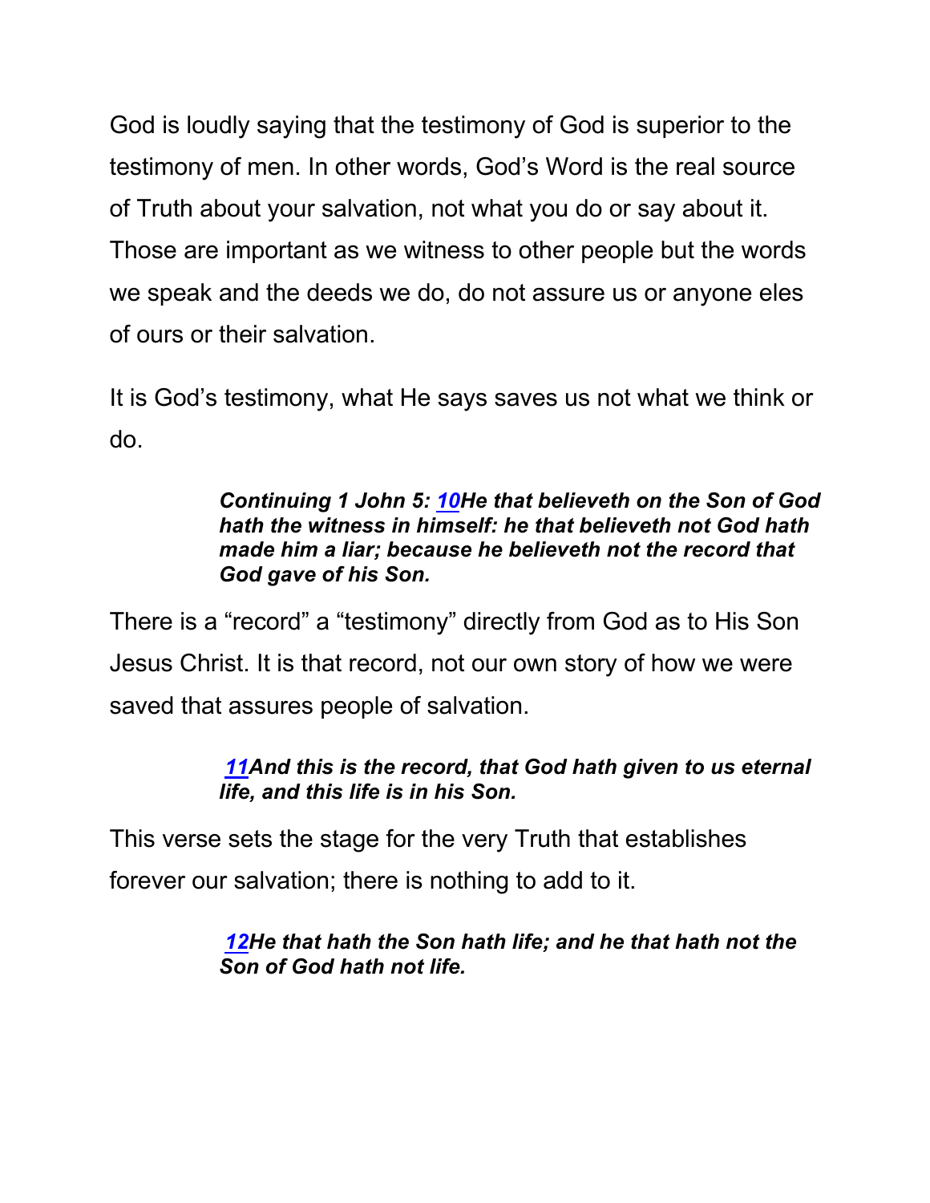God is loudly saying that the testimony of God is superior to the testimony of men. In other words, God's Word is the real source of Truth about your salvation, not what you do or say about it. Those are important as we witness to other people but the words we speak and the deeds we do, do not assure us or anyone eles of ours or their salvation.

It is God's testimony, what He says saves us not what we think or do.

> ***Continuing 1 John 5: 10He that believeth on the Son of God hath the witness in himself: he that believeth not God hath made him a liar; because he believeth not the record that God gave of his Son.***

There is a "record" a "testimony" directly from God as to His Son Jesus Christ. It is that record, not our own story of how we were saved that assures people of salvation.

> ***11And this is the record, that God hath given to us eternal life, and this life is in his Son.***

This verse sets the stage for the very Truth that establishes forever our salvation; there is nothing to add to it.

> ***12He that hath the Son hath life; and he that hath not the Son of God hath not life.***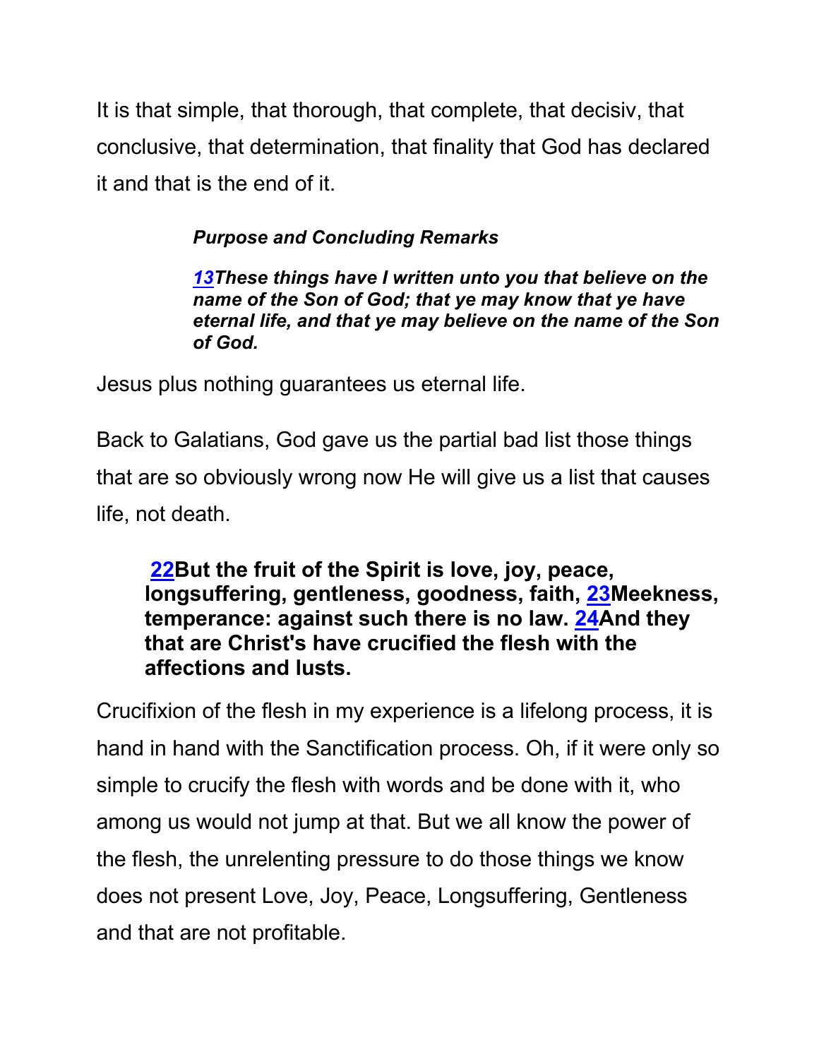It is that simple, that thorough, that complete, that decisiv, that conclusive, that determination, that finality that God has declared it and that is the end of it.

> ***Purpose and Concluding Remarks***
>
> ***13These things have I written unto you that believe on the name of the Son of God; that ye may know that ye have eternal life, and that ye may believe on the name of the Son of God.***

Jesus plus nothing guarantees us eternal life.

Back to Galatians, God gave us the partial bad list those things that are so obviously wrong now He will give us a list that causes life, not death.

> **22But the fruit of the Spirit is love, joy, peace, longsuffering, gentleness, goodness, faith, 23Meekness, temperance: against such there is no law. 24And they that are Christ's have crucified the flesh with the affections and lusts.**

Crucifixion of the flesh in my experience is a lifelong process, it is hand in hand with the Sanctification process. Oh, if it were only so simple to crucify the flesh with words and be done with it, who among us would not jump at that. But we all know the power of the flesh, the unrelenting pressure to do those things we know does not present Love, Joy, Peace, Longsuffering, Gentleness and that are not profitable.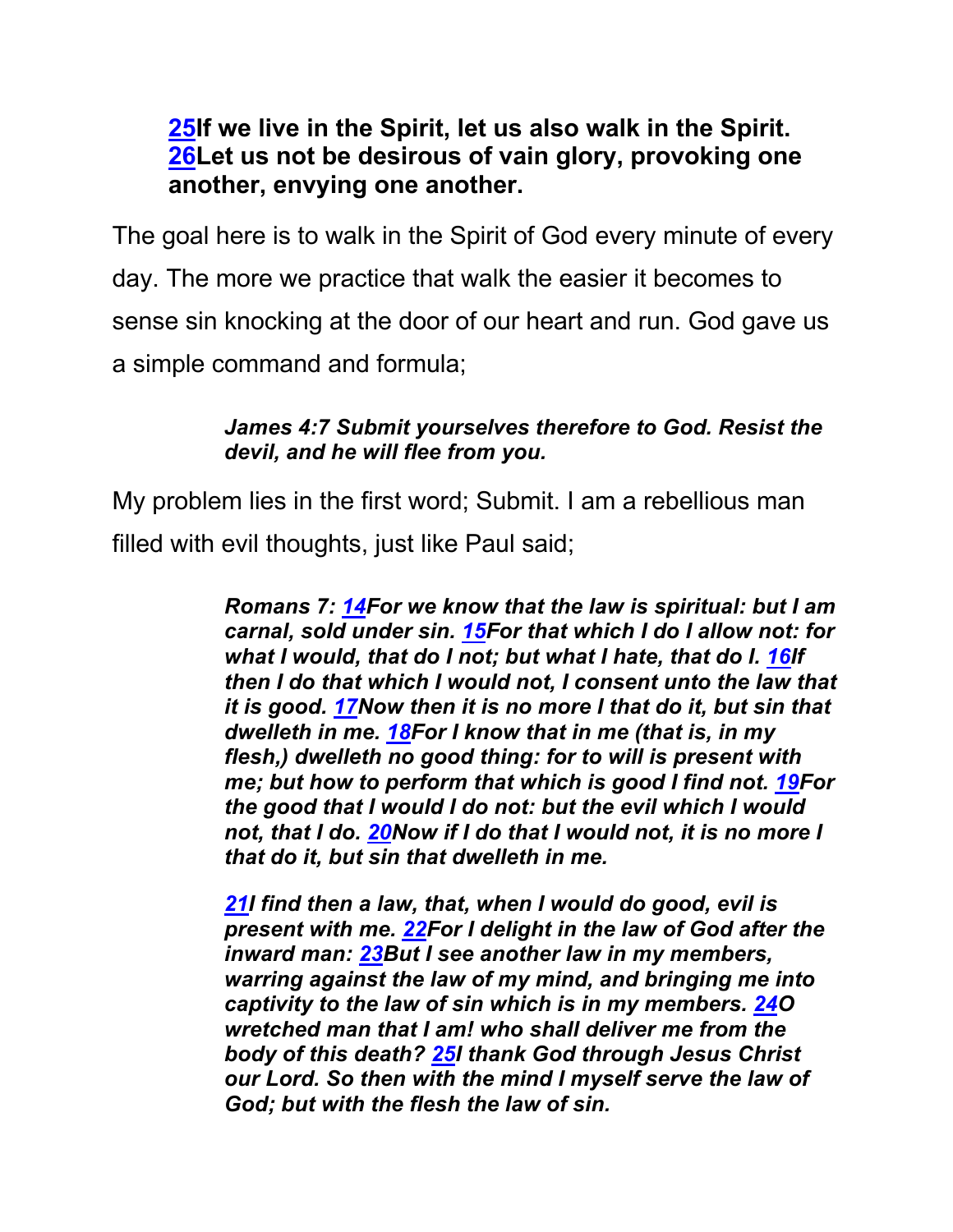**25If we live in the Spirit, let us also walk in the Spirit. 26Let us not be desirous of vain glory, provoking one another, envying one another.**

The goal here is to walk in the Spirit of God every minute of every day. The more we practice that walk the easier it becomes to sense sin knocking at the door of our heart and run. God gave us a simple command and formula;

> ***James 4:7 Submit yourselves therefore to God. Resist the devil, and he will flee from you.***

My problem lies in the first word; Submit. I am a rebellious man filled with evil thoughts, just like Paul said;

> ***Romans 7: 14For we know that the law is spiritual: but I am carnal, sold under sin. 15For that which I do I allow not: for what I would, that do I not; but what I hate, that do I. 16If then I do that which I would not, I consent unto the law that it is good. 17Now then it is no more I that do it, but sin that dwelleth in me. 18For I know that in me (that is, in my flesh,) dwelleth no good thing: for to will is present with me; but how to perform that which is good I find not. 19For the good that I would I do not: but the evil which I would not, that I do. 20Now if I do that I would not, it is no more I that do it, but sin that dwelleth in me.***
>
> ***21I find then a law, that, when I would do good, evil is present with me. 22For I delight in the law of God after the inward man: 23But I see another law in my members, warring against the law of my mind, and bringing me into captivity to the law of sin which is in my members. 24O wretched man that I am! who shall deliver me from the body of this death? 25I thank God through Jesus Christ our Lord. So then with the mind I myself serve the law of God; but with the flesh the law of sin.***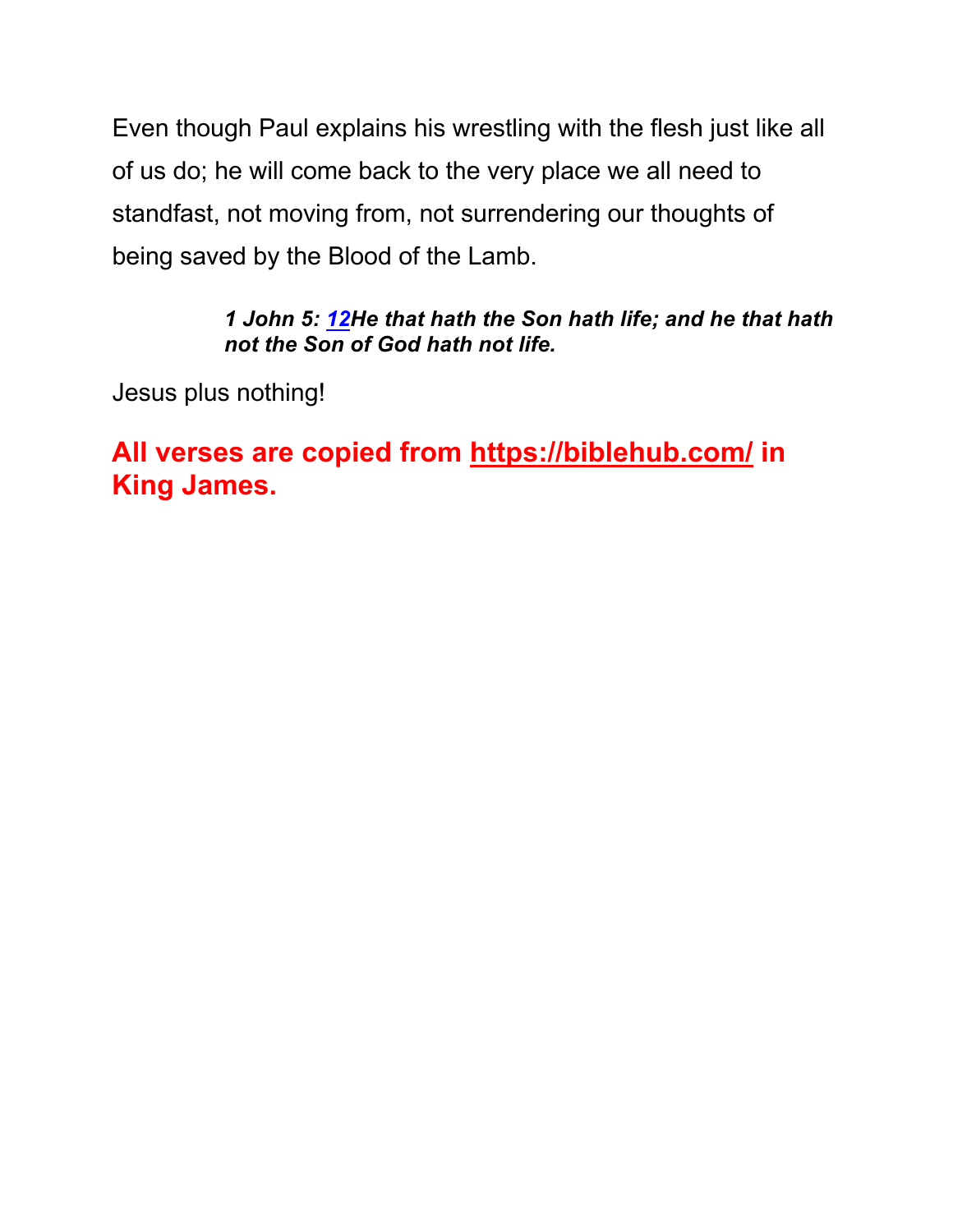Even though Paul explains his wrestling with the flesh just like all of us do; he will come back to the very place we all need to standfast, not moving from, not surrendering our thoughts of being saved by the Blood of the Lamb.

> ***1 John 5: 12He that hath the Son hath life; and he that hath not the Son of God hath not life.***

Jesus plus nothing!

**All verses are copied from https://biblehub.com/ in King James.**